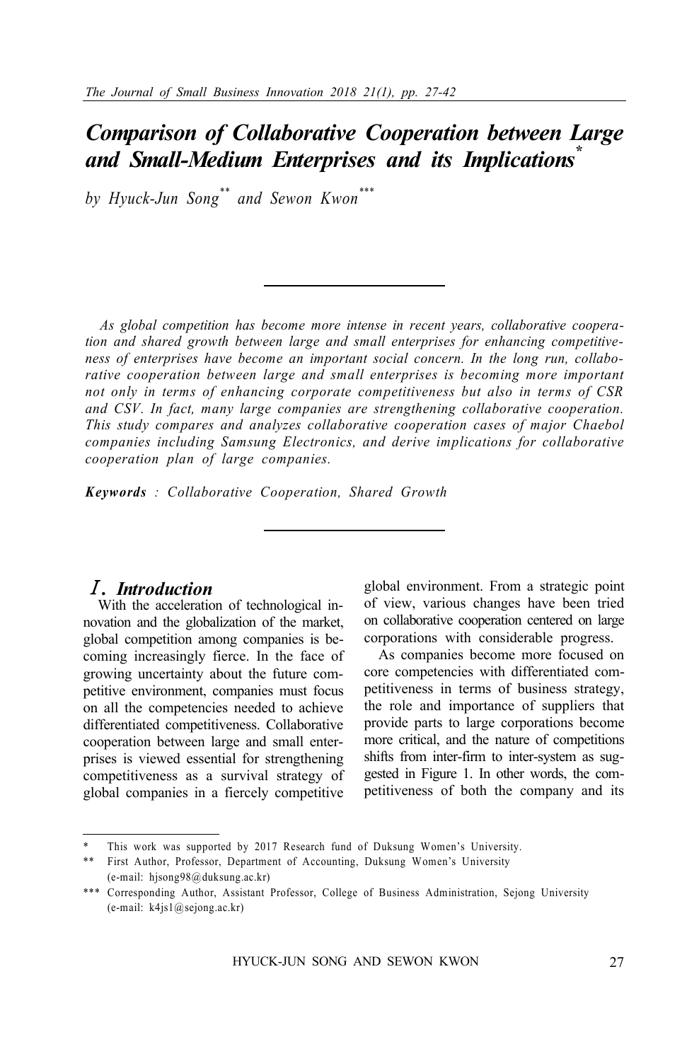# Comparison of Collaborative Cooperation between Large and Small-Medium Enterprises and its Implications*

*by Hyuck-Jun Song** and Sewon Kwon****

*As global competition has become more intense in recent years, collaborative cooperation and shared growth between large and small enterprises for enhancing competitiveness of enterprises have become an important social concern. In the long run, collaborative cooperation between large and small enterprises is becoming more important not only in terms of enhancing corporate competitiveness but also in terms of CSR and CSV. In fact, many large companies are strengthening collaborative cooperation. This study compares and analyzes collaborative cooperation cases of major Chaebol companies including Samsung Electronics, and derive implications for collaborative cooperation plan of large companies.*

***Keywords** : Collaborative Cooperation, Shared Growth*

## Ⅰ. Introduction

With the acceleration of technological innovation and the globalization of the market, global competition among companies is becoming increasingly fierce. In the face of growing uncertainty about the future competitive environment, companies must focus on all the competencies needed to achieve differentiated competitiveness. Collaborative cooperation between large and small enterprises is viewed essential for strengthening competitiveness as a survival strategy of global companies in a fiercely competitive global environment. From a strategic point of view, various changes have been tried on collaborative cooperation centered on large corporations with considerable progress.

As companies become more focused on core competencies with differentiated competitiveness in terms of business strategy, the role and importance of suppliers that provide parts to large corporations become more critical, and the nature of competitions shifts from inter-firm to inter-system as suggested in Figure 1. In other words, the competitiveness of both the company and its

---

\* This work was supported by 2017 Research fund of Duksung Women's University.

\*\* First Author, Professor, Department of Accounting, Duksung Women's University (e-mail: hjsong98@duksung.ac.kr)

\*\*\* Corresponding Author, Assistant Professor, College of Business Administration, Sejong University (e-mail: k4js1@sejong.ac.kr)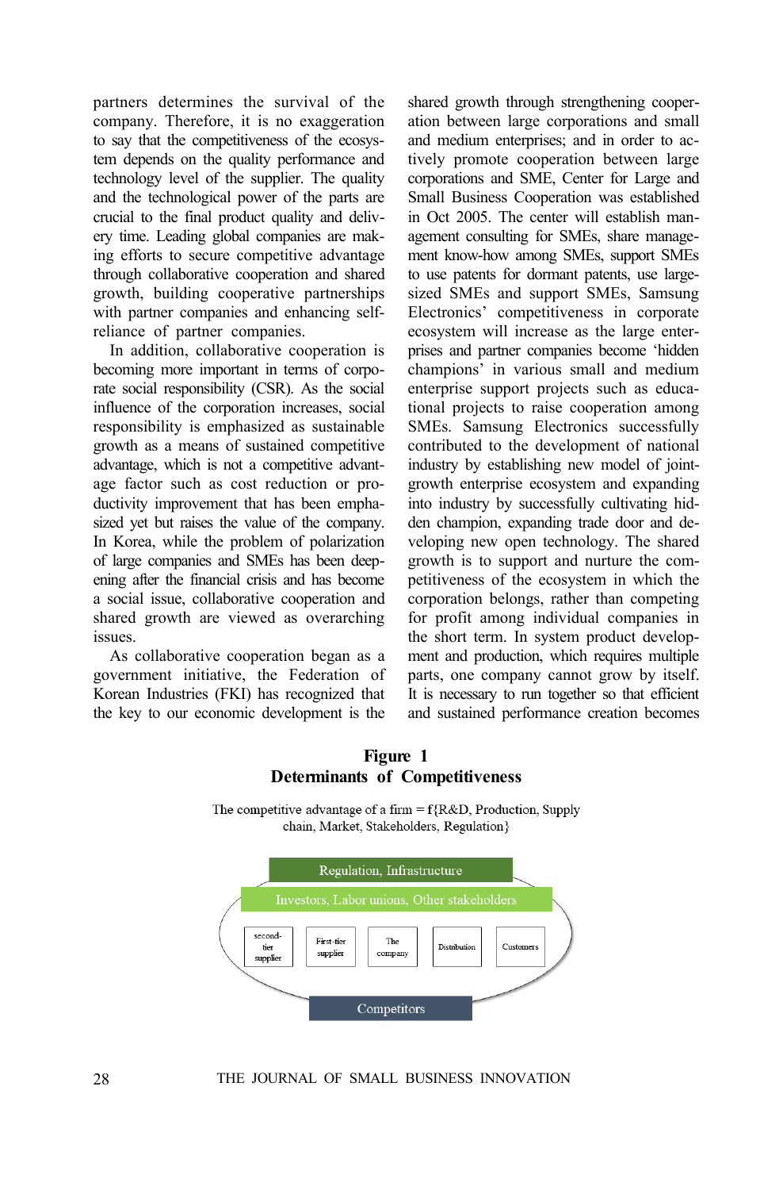partners determines the survival of the company. Therefore, it is no exaggeration to say that the competitiveness of the ecosystem depends on the quality performance and technology level of the supplier. The quality and the technological power of the parts are crucial to the final product quality and delivery time. Leading global companies are making efforts to secure competitive advantage through collaborative cooperation and shared growth, building cooperative partnerships with partner companies and enhancing self-reliance of partner companies.

In addition, collaborative cooperation is becoming more important in terms of corporate social responsibility (CSR). As the social influence of the corporation increases, social responsibility is emphasized as sustainable growth as a means of sustained competitive advantage, which is not a competitive advantage factor such as cost reduction or productivity improvement that has been emphasized yet but raises the value of the company. In Korea, while the problem of polarization of large companies and SMEs has been deepening after the financial crisis and has become a social issue, collaborative cooperation and shared growth are viewed as overarching issues.

As collaborative cooperation began as a government initiative, the Federation of Korean Industries (FKI) has recognized that the key to our economic development is the shared growth through strengthening cooperation between large corporations and small and medium enterprises; and in order to actively promote cooperation between large corporations and SME, Center for Large and Small Business Cooperation was established in Oct 2005. The center will establish management consulting for SMEs, share management know-how among SMEs, support SMEs to use patents for dormant patents, use large-sized SMEs and support SMEs, Samsung Electronics' competitiveness in corporate ecosystem will increase as the large enterprises and partner companies become 'hidden champions' in various small and medium enterprise support projects such as educational projects to raise cooperation among SMEs. Samsung Electronics successfully contributed to the development of national industry by establishing new model of joint-growth enterprise ecosystem and expanding into industry by successfully cultivating hidden champion, expanding trade door and developing new open technology. The shared growth is to support and nurture the competitiveness of the ecosystem in which the corporation belongs, rather than competing for profit among individual companies in the short term. In system product development and production, which requires multiple parts, one company cannot grow by itself. It is necessary to run together so that efficient and sustained performance creation becomes

**Figure 1**
**Determinants of Competitiveness**

The competitive advantage of a firm = f{R&D, Production, Supply chain, Market, Stakeholders, Regulation}

Regulation, Infrastructure

Investors, Labor unions, Other stakeholders

second-tier supplier

First-tier supplier

The company

Distribution

Customers

Competitors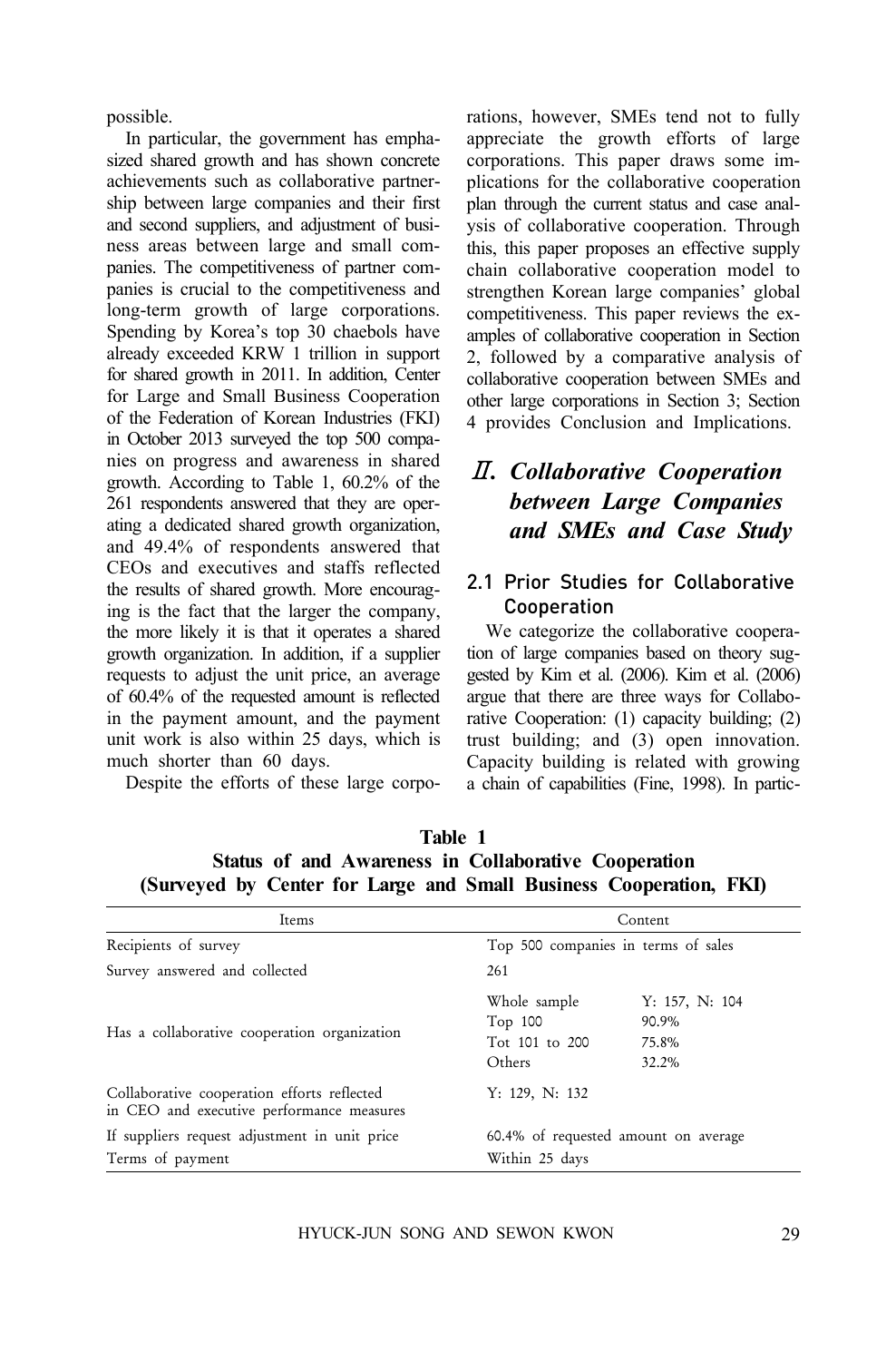possible.

In particular, the government has emphasized shared growth and has shown concrete achievements such as collaborative partnership between large companies and their first and second suppliers, and adjustment of business areas between large and small companies. The competitiveness of partner companies is crucial to the competitiveness and long-term growth of large corporations. Spending by Korea's top 30 chaebols have already exceeded KRW 1 trillion in support for shared growth in 2011. In addition, Center for Large and Small Business Cooperation of the Federation of Korean Industries (FKI) in October 2013 surveyed the top 500 companies on progress and awareness in shared growth. According to Table 1, 60.2% of the 261 respondents answered that they are operating a dedicated shared growth organization, and 49.4% of respondents answered that CEOs and executives and staffs reflected the results of shared growth. More encouraging is the fact that the larger the company, the more likely it is that it operates a shared growth organization. In addition, if a supplier requests to adjust the unit price, an average of 60.4% of the requested amount is reflected in the payment amount, and the payment unit work is also within 25 days, which is much shorter than 60 days.

Despite the efforts of these large corporations, however, SMEs tend not to fully appreciate the growth efforts of large corporations. This paper draws some implications for the collaborative cooperation plan through the current status and case analysis of collaborative cooperation. Through this, this paper proposes an effective supply chain collaborative cooperation model to strengthen Korean large companies' global competitiveness. This paper reviews the examples of collaborative cooperation in Section 2, followed by a comparative analysis of collaborative cooperation between SMEs and other large corporations in Section 3; Section 4 provides Conclusion and Implications.

# *Ⅱ. Collaborative Cooperation between Large Companies and SMEs and Case Study*

## 2.1 Prior Studies for Collaborative Cooperation

We categorize the collaborative cooperation of large companies based on theory suggested by Kim et al. (2006). Kim et al. (2006) argue that there are three ways for Collaborative Cooperation: (1) capacity building; (2) trust building; and (3) open innovation. Capacity building is related with growing a chain of capabilities (Fine, 1998). In partic-

**Table 1**
**Status of and Awareness in Collaborative Cooperation (Surveyed by Center for Large and Small Business Cooperation, FKI)**

| Items | Content | |
|---|---|---|
| Recipients of survey | Top 500 companies in terms of sales | |
| Survey answered and collected | 261 | |
| Has a collaborative cooperation organization | Whole sample | Y: 157, N: 104 |
| | Top 100 | 90.9% |
| | Tot 101 to 200 | 75.8% |
| | Others | 32.2% |
| Collaborative cooperation efforts reflected in CEO and executive performance measures | Y: 129, N: 132 | |
| If suppliers request adjustment in unit price | 60.4% of requested amount on average | |
| Terms of payment | Within 25 days | |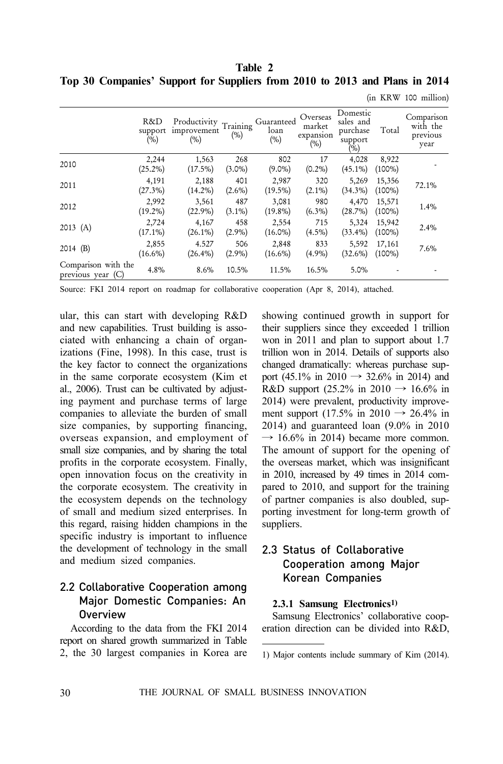**Table 2**
**Top 30 Companies' Support for Suppliers from 2010 to 2013 and Plans in 2014**

(in KRW 100 million)

| | R&D support (%) | Productivity improvement (%) | Training (%) | Guaranteed loan (%) | Overseas market expansion (%) | Domestic sales and purchase support (%) | Total | Comparison with the previous year |
|---|---|---|---|---|---|---|---|---|
| 2010 | 2,244 (25.2%) | 1,563 (17.5%) | 268 (3.0%) | 802 (9.0%) | 17 (0.2%) | 4,028 (45.1%) | 8,922 (100%) | - |
| 2011 | 4,191 (27.3%) | 2,188 (14.2%) | 401 (2.6%) | 2,987 (19.5%) | 320 (2.1%) | 5,269 (34.3%) | 15,356 (100%) | 72.1% |
| 2012 | 2,992 (19.2%) | 3,561 (22.9%) | 487 (3.1%) | 3,081 (19.8%) | 980 (6.3%) | 4,470 (28.7%) | 15,571 (100%) | 1.4% |
| 2013 (A) | 2,724 (17.1%) | 4,167 (26.1%) | 458 (2.9%) | 2,554 (16.0%) | 715 (4.5%) | 5,324 (33.4%) | 15,942 (100%) | 2.4% |
| 2014 (B) | 2,855 (16.6%) | 4.527 (26.4%) | 506 (2.9%) | 2,848 (16.6%) | 833 (4.9%) | 5,592 (32.6%) | 17,161 (100%) | 7.6% |
| Comparison with the previous year (C) | 4.8% | 8.6% | 10.5% | 11.5% | 16.5% | 5.0% | - | - |

Source: FKI 2014 report on roadmap for collaborative cooperation (Apr 8, 2014), attached.

ular, this can start with developing R&D and new capabilities. Trust building is associated with enhancing a chain of organizations (Fine, 1998). In this case, trust is the key factor to connect the organizations in the same corporate ecosystem (Kim et al., 2006). Trust can be cultivated by adjusting payment and purchase terms of large companies to alleviate the burden of small size companies, by supporting financing, overseas expansion, and employment of small size companies, and by sharing the total profits in the corporate ecosystem. Finally, open innovation focus on the creativity in the corporate ecosystem. The creativity in the ecosystem depends on the technology of small and medium sized enterprises. In this regard, raising hidden champions in the specific industry is important to influence the development of technology in the small and medium sized companies.

## 2.2 Collaborative Cooperation among Major Domestic Companies: An Overview

According to the data from the FKI 2014 report on shared growth summarized in Table 2, the 30 largest companies in Korea are showing continued growth in support for their suppliers since they exceeded 1 trillion won in 2011 and plan to support about 1.7 trillion won in 2014. Details of supports also changed dramatically: whereas purchase support (45.1% in 2010 → 32.6% in 2014) and R&D support (25.2% in 2010 → 16.6% in 2014) were prevalent, productivity improvement support (17.5% in 2010 → 26.4% in 2014) and guaranteed loan (9.0% in 2010 → 16.6% in 2014) became more common. The amount of support for the opening of the overseas market, which was insignificant in 2010, increased by 49 times in 2014 compared to 2010, and support for the training of partner companies is also doubled, supporting investment for long-term growth of suppliers.

## 2.3 Status of Collaborative Cooperation among Major Korean Companies

### 2.3.1 Samsung Electronics[1)]

Samsung Electronics' collaborative cooperation direction can be divided into R&D,

1) Major contents include summary of Kim (2014).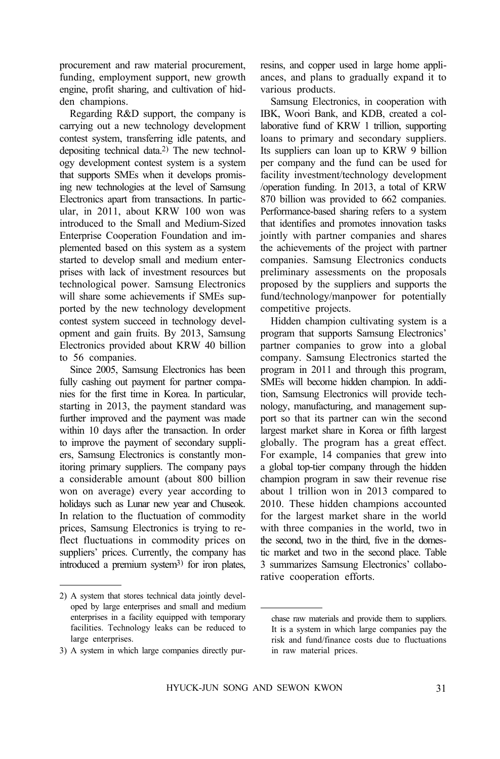procurement and raw material procurement, funding, employment support, new growth engine, profit sharing, and cultivation of hidden champions.

Regarding R&D support, the company is carrying out a new technology development contest system, transferring idle patents, and depositing technical data.[2] The new technology development contest system is a system that supports SMEs when it develops promising new technologies at the level of Samsung Electronics apart from transactions. In particular, in 2011, about KRW 100 won was introduced to the Small and Medium-Sized Enterprise Cooperation Foundation and implemented based on this system as a system started to develop small and medium enterprises with lack of investment resources but technological power. Samsung Electronics will share some achievements if SMEs supported by the new technology development contest system succeed in technology development and gain fruits. By 2013, Samsung Electronics provided about KRW 40 billion to 56 companies.

Since 2005, Samsung Electronics has been fully cashing out payment for partner companies for the first time in Korea. In particular, starting in 2013, the payment standard was further improved and the payment was made within 10 days after the transaction. In order to improve the payment of secondary suppliers, Samsung Electronics is constantly monitoring primary suppliers. The company pays a considerable amount (about 800 billion won on average) every year according to holidays such as Lunar new year and Chuseok. In relation to the fluctuation of commodity prices, Samsung Electronics is trying to reflect fluctuations in commodity prices on suppliers' prices. Currently, the company has introduced a premium system[3] for iron plates, resins, and copper used in large home appliances, and plans to gradually expand it to various products.

Samsung Electronics, in cooperation with IBK, Woori Bank, and KDB, created a collaborative fund of KRW 1 trillion, supporting loans to primary and secondary suppliers. Its suppliers can loan up to KRW 9 billion per company and the fund can be used for facility investment/technology development /operation funding. In 2013, a total of KRW 870 billion was provided to 662 companies. Performance-based sharing refers to a system that identifies and promotes innovation tasks jointly with partner companies and shares the achievements of the project with partner companies. Samsung Electronics conducts preliminary assessments on the proposals proposed by the suppliers and supports the fund/technology/manpower for potentially competitive projects.

Hidden champion cultivating system is a program that supports Samsung Electronics' partner companies to grow into a global company. Samsung Electronics started the program in 2011 and through this program, SMEs will become hidden champion. In addition, Samsung Electronics will provide technology, manufacturing, and management support so that its partner can win the second largest market share in Korea or fifth largest globally. The program has a great effect. For example, 14 companies that grew into a global top-tier company through the hidden champion program in saw their revenue rise about 1 trillion won in 2013 compared to 2010. These hidden champions accounted for the largest market share in the world with three companies in the world, two in the second, two in the third, five in the domestic market and two in the second place. Table 3 summarizes Samsung Electronics' collaborative cooperation efforts.

---

2) A system that stores technical data jointly developed by large enterprises and small and medium enterprises in a facility equipped with temporary facilities. Technology leaks can be reduced to large enterprises.

3) A system in which large companies directly purchase raw materials and provide them to suppliers. It is a system in which large companies pay the risk and fund/finance costs due to fluctuations in raw material prices.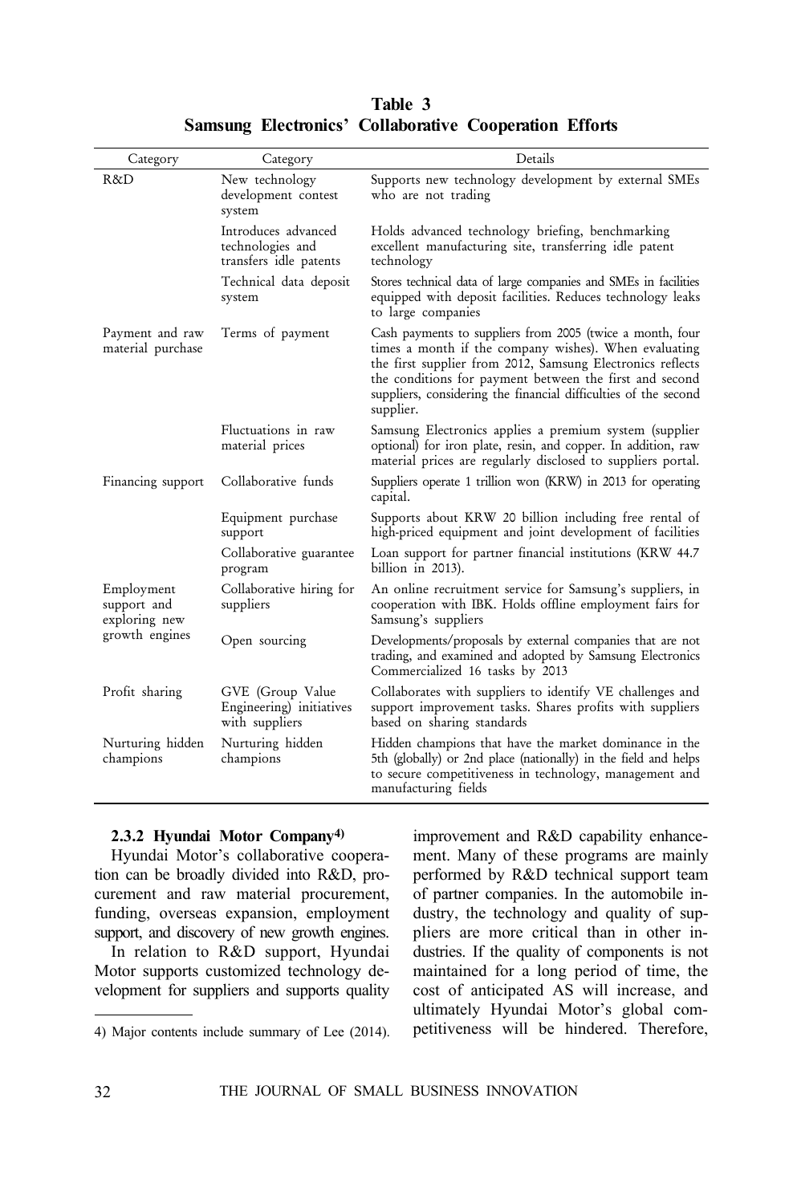**Table 3**
**Samsung Electronics' Collaborative Cooperation Efforts**

| Category | Category | Details |
| --- | --- | --- |
| R&D | New technology development contest system | Supports new technology development by external SMEs who are not trading |
| | Introduces advanced technologies and transfers idle patents | Holds advanced technology briefing, benchmarking excellent manufacturing site, transferring idle patent technology |
| | Technical data deposit system | Stores technical data of large companies and SMEs in facilities equipped with deposit facilities. Reduces technology leaks to large companies |
| Payment and raw material purchase | Terms of payment | Cash payments to suppliers from 2005 (twice a month, four times a month if the company wishes). When evaluating the first supplier from 2012, Samsung Electronics reflects the conditions for payment between the first and second suppliers, considering the financial difficulties of the second supplier. |
| | Fluctuations in raw material prices | Samsung Electronics applies a premium system (supplier optional) for iron plate, resin, and copper. In addition, raw material prices are regularly disclosed to suppliers portal. |
| Financing support | Collaborative funds | Suppliers operate 1 trillion won (KRW) in 2013 for operating capital. |
| | Equipment purchase support | Supports about KRW 20 billion including free rental of high-priced equipment and joint development of facilities |
| | Collaborative guarantee program | Loan support for partner financial institutions (KRW 44.7 billion in 2013). |
| Employment support and exploring new growth engines | Collaborative hiring for suppliers | An online recruitment service for Samsung's suppliers, in cooperation with IBK. Holds offline employment fairs for Samsung's suppliers |
| | Open sourcing | Developments/proposals by external companies that are not trading, and examined and adopted by Samsung Electronics Commercialized 16 tasks by 2013 |
| Profit sharing | GVE (Group Value Engineering) initiatives with suppliers | Collaborates with suppliers to identify VE challenges and support improvement tasks. Shares profits with suppliers based on sharing standards |
| Nurturing hidden champions | Nurturing hidden champions | Hidden champions that have the market dominance in the 5th (globally) or 2nd place (nationally) in the field and helps to secure competitiveness in technology, management and manufacturing fields |

#### 2.3.2 Hyundai Motor Company[4]

Hyundai Motor's collaborative cooperation can be broadly divided into R&D, procurement and raw material procurement, funding, overseas expansion, employment support, and discovery of new growth engines.

In relation to R&D support, Hyundai Motor supports customized technology development for suppliers and supports quality improvement and R&D capability enhancement. Many of these programs are mainly performed by R&D technical support team of partner companies. In the automobile industry, the technology and quality of suppliers are more critical than in other industries. If the quality of components is not maintained for a long period of time, the cost of anticipated AS will increase, and ultimately Hyundai Motor's global competitiveness will be hindered. Therefore,

4) Major contents include summary of Lee (2014).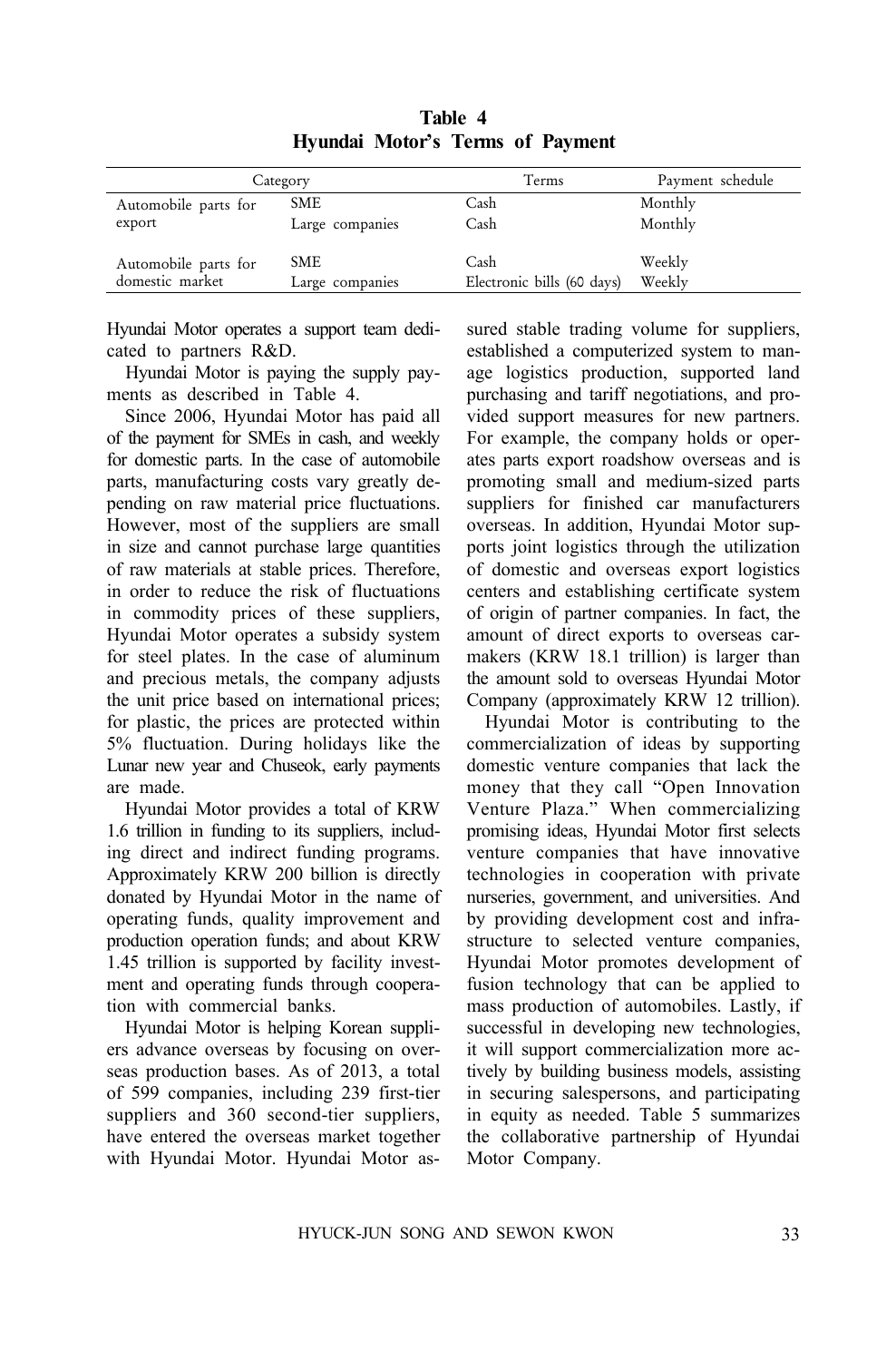**Table 4**
**Hyundai Motor's Terms of Payment**

| Category | | Terms | Payment schedule |
|---|---|---|---|
| Automobile parts for export | SME | Cash | Monthly |
| | Large companies | Cash | Monthly |
| Automobile parts for domestic market | SME | Cash | Weekly |
| | Large companies | Electronic bills (60 days) | Weekly |

Hyundai Motor operates a support team dedicated to partners R&D.

Hyundai Motor is paying the supply payments as described in Table 4.

Since 2006, Hyundai Motor has paid all of the payment for SMEs in cash, and weekly for domestic parts. In the case of automobile parts, manufacturing costs vary greatly depending on raw material price fluctuations. However, most of the suppliers are small in size and cannot purchase large quantities of raw materials at stable prices. Therefore, in order to reduce the risk of fluctuations in commodity prices of these suppliers, Hyundai Motor operates a subsidy system for steel plates. In the case of aluminum and precious metals, the company adjusts the unit price based on international prices; for plastic, the prices are protected within 5% fluctuation. During holidays like the Lunar new year and Chuseok, early payments are made.

Hyundai Motor provides a total of KRW 1.6 trillion in funding to its suppliers, including direct and indirect funding programs. Approximately KRW 200 billion is directly donated by Hyundai Motor in the name of operating funds, quality improvement and production operation funds; and about KRW 1.45 trillion is supported by facility investment and operating funds through cooperation with commercial banks.

Hyundai Motor is helping Korean suppliers advance overseas by focusing on overseas production bases. As of 2013, a total of 599 companies, including 239 first-tier suppliers and 360 second-tier suppliers, have entered the overseas market together with Hyundai Motor. Hyundai Motor assured stable trading volume for suppliers, established a computerized system to manage logistics production, supported land purchasing and tariff negotiations, and provided support measures for new partners. For example, the company holds or operates parts export roadshow overseas and is promoting small and medium-sized parts suppliers for finished car manufacturers overseas. In addition, Hyundai Motor supports joint logistics through the utilization of domestic and overseas export logistics centers and establishing certificate system of origin of partner companies. In fact, the amount of direct exports to overseas carmakers (KRW 18.1 trillion) is larger than the amount sold to overseas Hyundai Motor Company (approximately KRW 12 trillion).

Hyundai Motor is contributing to the commercialization of ideas by supporting domestic venture companies that lack the money that they call "Open Innovation Venture Plaza." When commercializing promising ideas, Hyundai Motor first selects venture companies that have innovative technologies in cooperation with private nurseries, government, and universities. And by providing development cost and infrastructure to selected venture companies, Hyundai Motor promotes development of fusion technology that can be applied to mass production of automobiles. Lastly, if successful in developing new technologies, it will support commercialization more actively by building business models, assisting in securing salespersons, and participating in equity as needed. Table 5 summarizes the collaborative partnership of Hyundai Motor Company.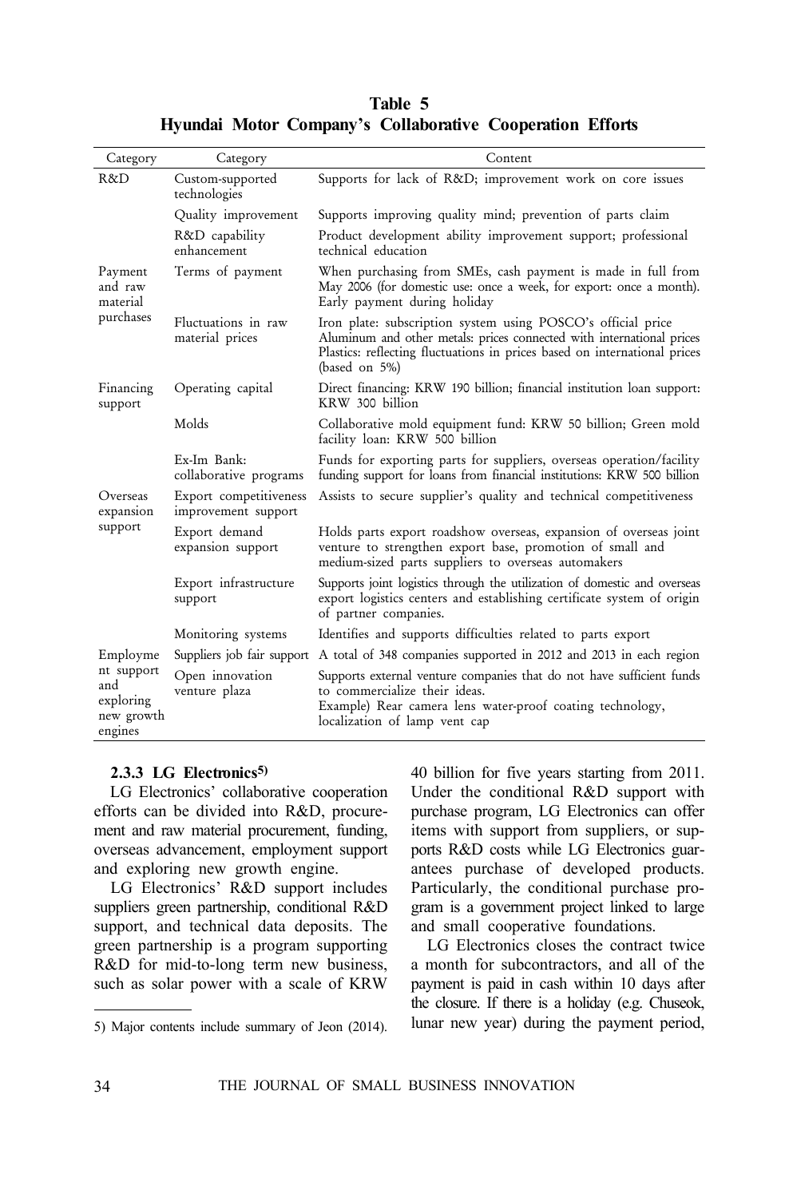**Table 5**
**Hyundai Motor Company's Collaborative Cooperation Efforts**

| Category | Category | Content |
|---|---|---|
| R&D | Custom-supported technologies | Supports for lack of R&D; improvement work on core issues |
| | Quality improvement | Supports improving quality mind; prevention of parts claim |
| | R&D capability enhancement | Product development ability improvement support; professional technical education |
| Payment and raw material purchases | Terms of payment | When purchasing from SMEs, cash payment is made in full from May 2006 (for domestic use: once a week, for export: once a month). Early payment during holiday |
| | Fluctuations in raw material prices | Iron plate: subscription system using POSCO's official price<br>Aluminum and other metals: prices connected with international prices<br>Plastics: reflecting fluctuations in prices based on international prices (based on 5%) |
| Financing support | Operating capital | Direct financing: KRW 190 billion; financial institution loan support: KRW 300 billion |
| | Molds | Collaborative mold equipment fund: KRW 50 billion; Green mold facility loan: KRW 500 billion |
| | Ex-Im Bank: collaborative programs | Funds for exporting parts for suppliers, overseas operation/facility funding support for loans from financial institutions: KRW 500 billion |
| Overseas expansion support | Export competitiveness improvement support | Assists to secure supplier's quality and technical competitiveness |
| | Export demand expansion support | Holds parts export roadshow overseas, expansion of overseas joint venture to strengthen export base, promotion of small and medium-sized parts suppliers to overseas automakers |
| | Export infrastructure support | Supports joint logistics through the utilization of domestic and overseas export logistics centers and establishing certificate system of origin of partner companies. |
| | Monitoring systems | Identifies and supports difficulties related to parts export |
| Employment support and exploring new growth engines | Suppliers job fair support | A total of 348 companies supported in 2012 and 2013 in each region |
| | Open innovation venture plaza | Supports external venture companies that do not have sufficient funds to commercialize their ideas.<br>Example) Rear camera lens water-proof coating technology, localization of lamp vent cap |

### 2.3.3 LG Electronics[5)]

LG Electronics' collaborative cooperation efforts can be divided into R&D, procurement and raw material procurement, funding, overseas advancement, employment support and exploring new growth engine.

LG Electronics' R&D support includes suppliers green partnership, conditional R&D support, and technical data deposits. The green partnership is a program supporting R&D for mid-to-long term new business, such as solar power with a scale of KRW 40 billion for five years starting from 2011. Under the conditional R&D support with purchase program, LG Electronics can offer items with support from suppliers, or supports R&D costs while LG Electronics guarantees purchase of developed products. Particularly, the conditional purchase program is a government project linked to large and small cooperative foundations.

LG Electronics closes the contract twice a month for subcontractors, and all of the payment is paid in cash within 10 days after the closure. If there is a holiday (e.g. Chuseok, lunar new year) during the payment period,

5) Major contents include summary of Jeon (2014).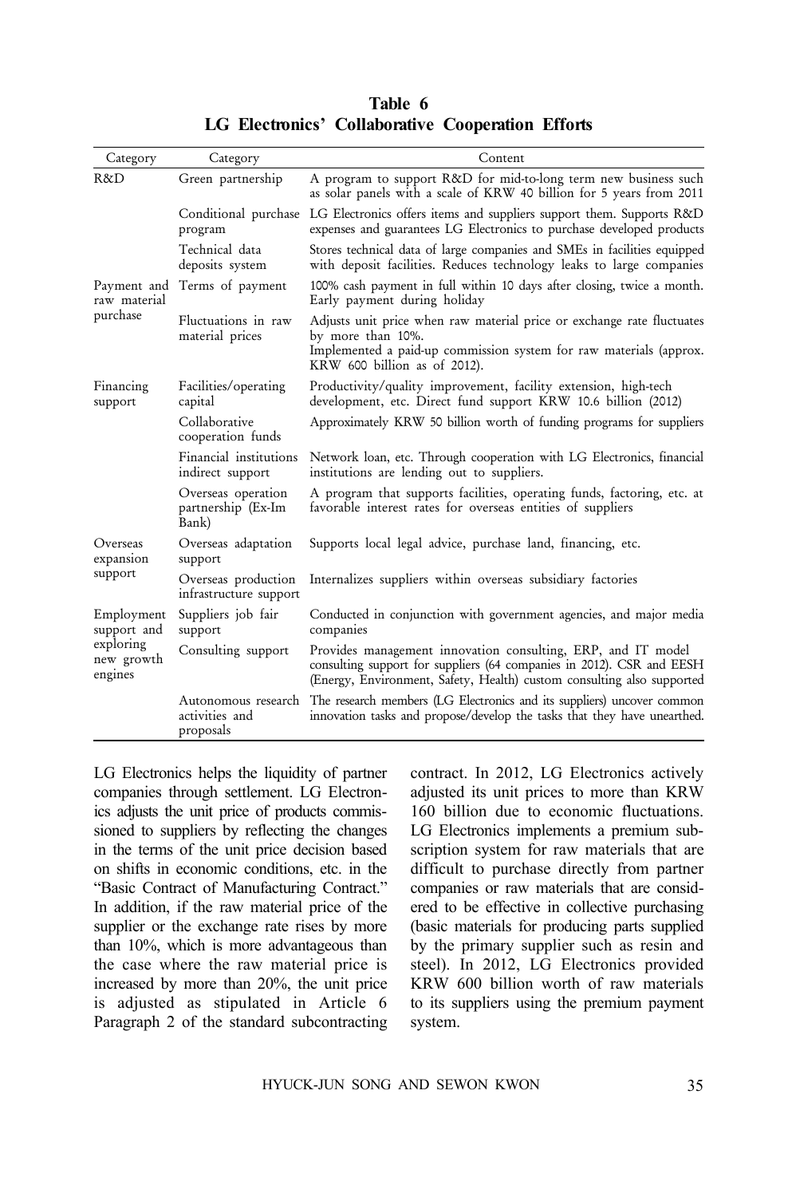**Table 6**
**LG Electronics' Collaborative Cooperation Efforts**

| Category | Category | Content |
|---|---|---|
| R&D | Green partnership | A program to support R&D for mid-to-long term new business such as solar panels with a scale of KRW 40 billion for 5 years from 2011 |
| | Conditional purchase program | LG Electronics offers items and suppliers support them. Supports R&D expenses and guarantees LG Electronics to purchase developed products |
| | Technical data deposits system | Stores technical data of large companies and SMEs in facilities equipped with deposit facilities. Reduces technology leaks to large companies |
| Payment and raw material purchase | Terms of payment | 100% cash payment in full within 10 days after closing, twice a month. Early payment during holiday |
| | Fluctuations in raw material prices | Adjusts unit price when raw material price or exchange rate fluctuates by more than 10%. Implemented a paid-up commission system for raw materials (approx. KRW 600 billion as of 2012). |
| Financing support | Facilities/operating capital | Productivity/quality improvement, facility extension, high-tech development, etc. Direct fund support KRW 10.6 billion (2012) |
| | Collaborative cooperation funds | Approximately KRW 50 billion worth of funding programs for suppliers |
| | Financial institutions indirect support | Network loan, etc. Through cooperation with LG Electronics, financial institutions are lending out to suppliers. |
| | Overseas operation partnership (Ex-Im Bank) | A program that supports facilities, operating funds, factoring, etc. at favorable interest rates for overseas entities of suppliers |
| Overseas expansion support | Overseas adaptation support | Supports local legal advice, purchase land, financing, etc. |
| | Overseas production infrastructure support | Internalizes suppliers within overseas subsidiary factories |
| Employment support and exploring new growth engines | Suppliers job fair support | Conducted in conjunction with government agencies, and major media companies |
| | Consulting support | Provides management innovation consulting, ERP, and IT model consulting support for suppliers (64 companies in 2012). CSR and EESH (Energy, Environment, Safety, Health) custom consulting also supported |
| | Autonomous research activities and proposals | The research members (LG Electronics and its suppliers) uncover common innovation tasks and propose/develop the tasks that they have unearthed. |

LG Electronics helps the liquidity of partner companies through settlement. LG Electronics adjusts the unit price of products commissioned to suppliers by reflecting the changes in the terms of the unit price decision based on shifts in economic conditions, etc. in the "Basic Contract of Manufacturing Contract." In addition, if the raw material price of the supplier or the exchange rate rises by more than 10%, which is more advantageous than the case where the raw material price is increased by more than 20%, the unit price is adjusted as stipulated in Article 6 Paragraph 2 of the standard subcontracting contract. In 2012, LG Electronics actively adjusted its unit prices to more than KRW 160 billion due to economic fluctuations. LG Electronics implements a premium subscription system for raw materials that are difficult to purchase directly from partner companies or raw materials that are considered to be effective in collective purchasing (basic materials for producing parts supplied by the primary supplier such as resin and steel). In 2012, LG Electronics provided KRW 600 billion worth of raw materials to its suppliers using the premium payment system.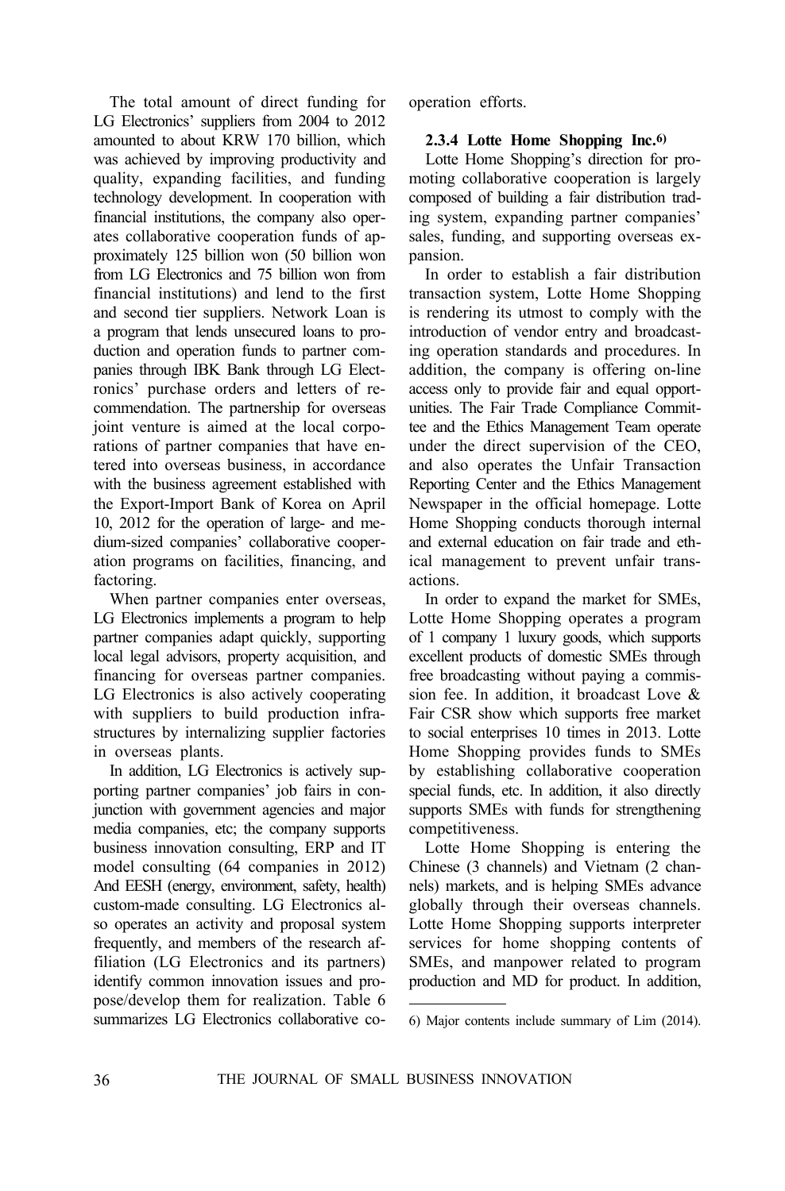The total amount of direct funding for LG Electronics' suppliers from 2004 to 2012 amounted to about KRW 170 billion, which was achieved by improving productivity and quality, expanding facilities, and funding technology development. In cooperation with financial institutions, the company also operates collaborative cooperation funds of approximately 125 billion won (50 billion won from LG Electronics and 75 billion won from financial institutions) and lend to the first and second tier suppliers. Network Loan is a program that lends unsecured loans to production and operation funds to partner companies through IBK Bank through LG Electronics' purchase orders and letters of recommendation. The partnership for overseas joint venture is aimed at the local corporations of partner companies that have entered into overseas business, in accordance with the business agreement established with the Export-Import Bank of Korea on April 10, 2012 for the operation of large- and medium-sized companies' collaborative cooperation programs on facilities, financing, and factoring.

When partner companies enter overseas, LG Electronics implements a program to help partner companies adapt quickly, supporting local legal advisors, property acquisition, and financing for overseas partner companies. LG Electronics is also actively cooperating with suppliers to build production infrastructures by internalizing supplier factories in overseas plants.

In addition, LG Electronics is actively supporting partner companies' job fairs in conjunction with government agencies and major media companies, etc; the company supports business innovation consulting, ERP and IT model consulting (64 companies in 2012) And EESH (energy, environment, safety, health) custom-made consulting. LG Electronics also operates an activity and proposal system frequently, and members of the research affiliation (LG Electronics and its partners) identify common innovation issues and propose/develop them for realization. Table 6 summarizes LG Electronics collaborative cooperation efforts.

#### 2.3.4 Lotte Home Shopping Inc.[6)]

Lotte Home Shopping's direction for promoting collaborative cooperation is largely composed of building a fair distribution trading system, expanding partner companies' sales, funding, and supporting overseas expansion.

In order to establish a fair distribution transaction system, Lotte Home Shopping is rendering its utmost to comply with the introduction of vendor entry and broadcasting operation standards and procedures. In addition, the company is offering on-line access only to provide fair and equal opportunities. The Fair Trade Compliance Committee and the Ethics Management Team operate under the direct supervision of the CEO, and also operates the Unfair Transaction Reporting Center and the Ethics Management Newspaper in the official homepage. Lotte Home Shopping conducts thorough internal and external education on fair trade and ethical management to prevent unfair transactions.

In order to expand the market for SMEs, Lotte Home Shopping operates a program of 1 company 1 luxury goods, which supports excellent products of domestic SMEs through free broadcasting without paying a commission fee. In addition, it broadcast Love & Fair CSR show which supports free market to social enterprises 10 times in 2013. Lotte Home Shopping provides funds to SMEs by establishing collaborative cooperation special funds, etc. In addition, it also directly supports SMEs with funds for strengthening competitiveness.

Lotte Home Shopping is entering the Chinese (3 channels) and Vietnam (2 channels) markets, and is helping SMEs advance globally through their overseas channels. Lotte Home Shopping supports interpreter services for home shopping contents of SMEs, and manpower related to program production and MD for product. In addition,

6) Major contents include summary of Lim (2014).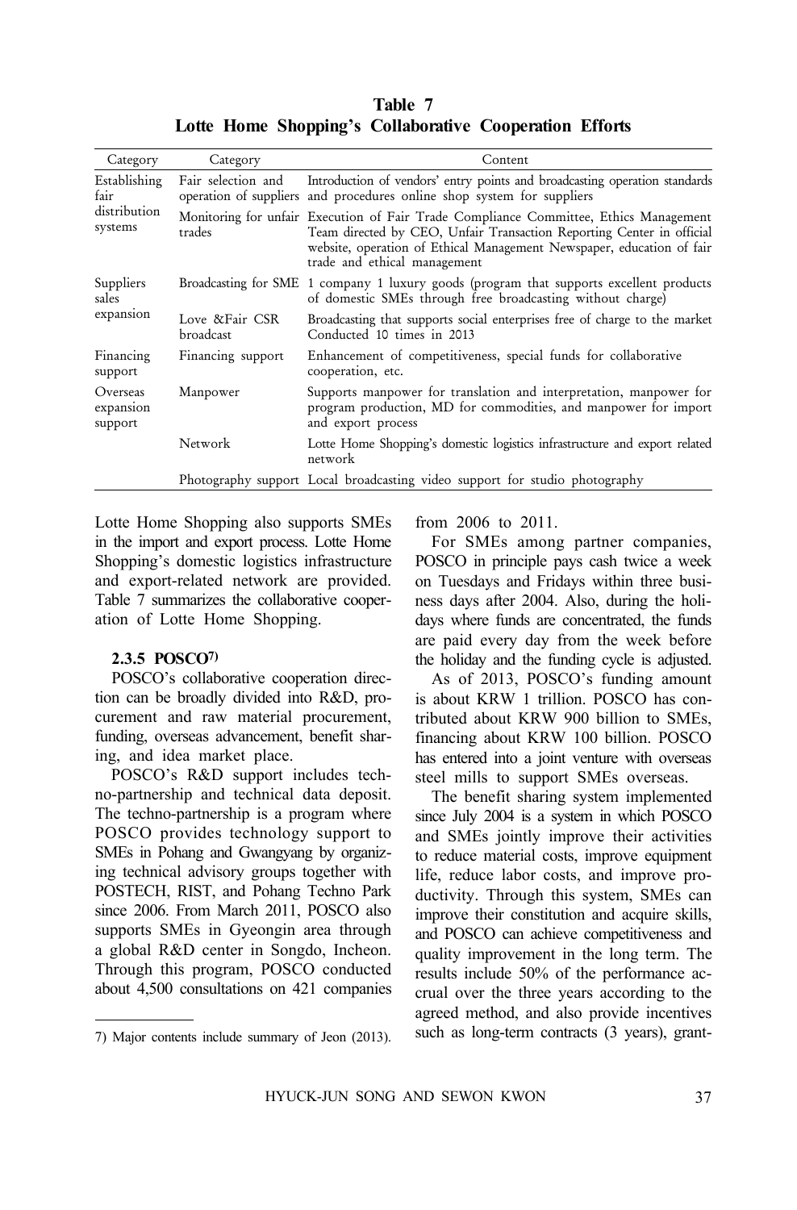**Table 7**
**Lotte Home Shopping's Collaborative Cooperation Efforts**

| Category | Category | Content |
|---|---|---|
| Establishing fair distribution systems | Fair selection and operation of suppliers | Introduction of vendors' entry points and broadcasting operation standards and procedures online shop system for suppliers |
| | Monitoring for unfair trades | Execution of Fair Trade Compliance Committee, Ethics Management Team directed by CEO, Unfair Transaction Reporting Center in official website, operation of Ethical Management Newspaper, education of fair trade and ethical management |
| Suppliers sales expansion | Broadcasting for SME | 1 company 1 luxury goods (program that supports excellent products of domestic SMEs through free broadcasting without charge) |
| | Love &Fair CSR broadcast | Broadcasting that supports social enterprises free of charge to the market Conducted 10 times in 2013 |
| Financing support | Financing support | Enhancement of competitiveness, special funds for collaborative cooperation, etc. |
| Overseas expansion support | Manpower | Supports manpower for translation and interpretation, manpower for program production, MD for commodities, and manpower for import and export process |
| | Network | Lotte Home Shopping's domestic logistics infrastructure and export related network |
| | Photography support | Local broadcasting video support for studio photography |

Lotte Home Shopping also supports SMEs in the import and export process. Lotte Home Shopping's domestic logistics infrastructure and export-related network are provided. Table 7 summarizes the collaborative cooperation of Lotte Home Shopping.

#### 2.3.5 POSCO[7]

POSCO's collaborative cooperation direction can be broadly divided into R&D, procurement and raw material procurement, funding, overseas advancement, benefit sharing, and idea market place.

POSCO's R&D support includes techno-partnership and technical data deposit. The techno-partnership is a program where POSCO provides technology support to SMEs in Pohang and Gwangyang by organizing technical advisory groups together with POSTECH, RIST, and Pohang Techno Park since 2006. From March 2011, POSCO also supports SMEs in Gyeongin area through a global R&D center in Songdo, Incheon. Through this program, POSCO conducted about 4,500 consultations on 421 companies from 2006 to 2011.

For SMEs among partner companies, POSCO in principle pays cash twice a week on Tuesdays and Fridays within three business days after 2004. Also, during the holidays where funds are concentrated, the funds are paid every day from the week before the holiday and the funding cycle is adjusted.

As of 2013, POSCO's funding amount is about KRW 1 trillion. POSCO has contributed about KRW 900 billion to SMEs, financing about KRW 100 billion. POSCO has entered into a joint venture with overseas steel mills to support SMEs overseas.

The benefit sharing system implemented since July 2004 is a system in which POSCO and SMEs jointly improve their activities to reduce material costs, improve equipment life, reduce labor costs, and improve productivity. Through this system, SMEs can improve their constitution and acquire skills, and POSCO can achieve competitiveness and quality improvement in the long term. The results include 50% of the performance accrual over the three years according to the agreed method, and also provide incentives such as long-term contracts (3 years), grant-

7) Major contents include summary of Jeon (2013).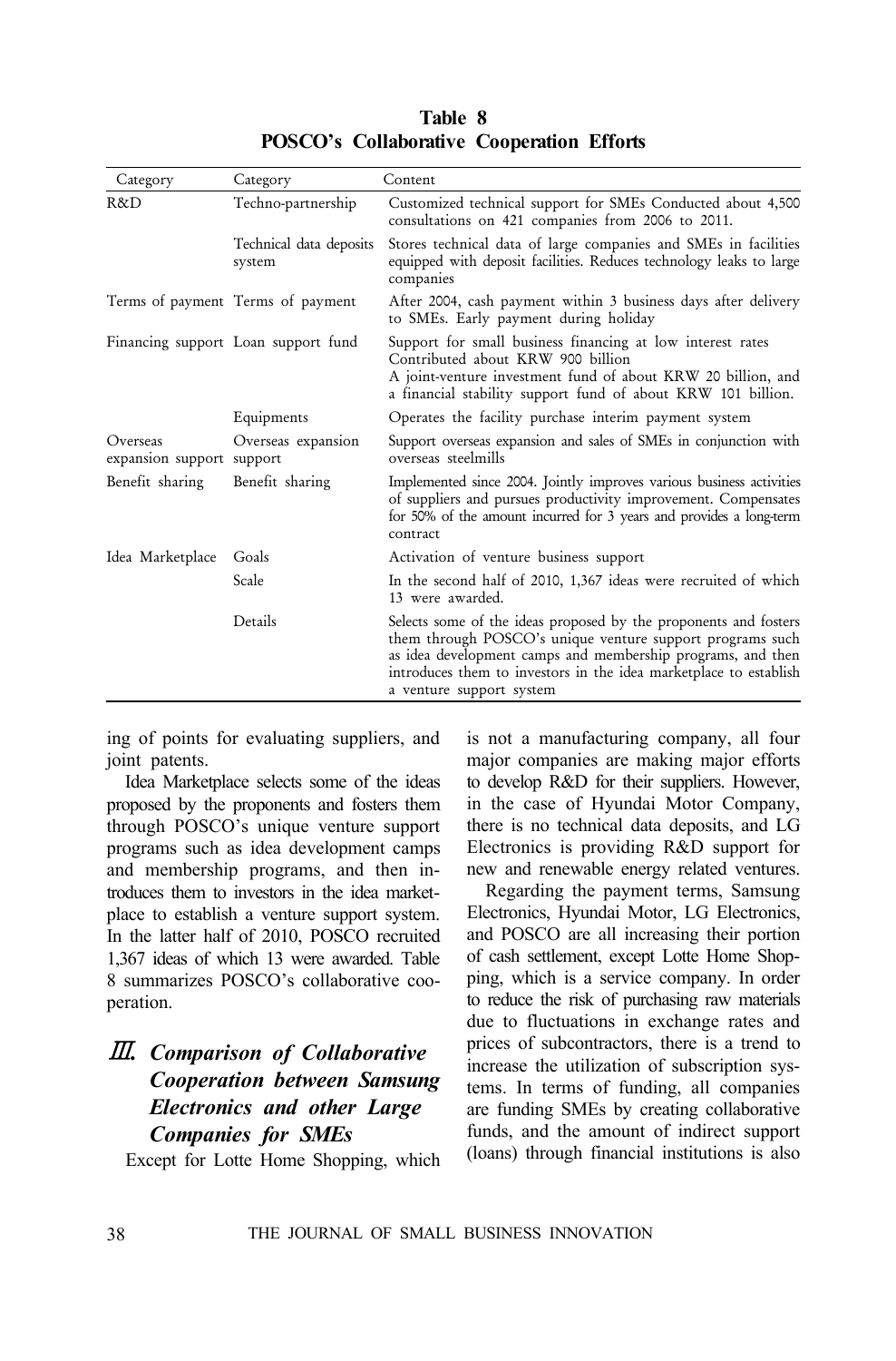**Table 8**
**POSCO's Collaborative Cooperation Efforts**

| Category | Category | Content |
|---|---|---|
| R&D | Techno-partnership | Customized technical support for SMEs Conducted about 4,500 consultations on 421 companies from 2006 to 2011. |
| | Technical data deposits system | Stores technical data of large companies and SMEs in facilities equipped with deposit facilities. Reduces technology leaks to large companies |
| Terms of payment | Terms of payment | After 2004, cash payment within 3 business days after delivery to SMEs. Early payment during holiday |
| Financing support | Loan support fund | Support for small business financing at low interest rates Contributed about KRW 900 billion A joint-venture investment fund of about KRW 20 billion, and a financial stability support fund of about KRW 101 billion. |
| | Equipments | Operates the facility purchase interim payment system |
| Overseas expansion support | Overseas expansion support | Support overseas expansion and sales of SMEs in conjunction with overseas steelmills |
| Benefit sharing | Benefit sharing | Implemented since 2004. Jointly improves various business activities of suppliers and pursues productivity improvement. Compensates for 50% of the amount incurred for 3 years and provides a long-term contract |
| Idea Marketplace | Goals | Activation of venture business support |
| | Scale | In the second half of 2010, 1,367 ideas were recruited of which 13 were awarded. |
| | Details | Selects some of the ideas proposed by the proponents and fosters them through POSCO's unique venture support programs such as idea development camps and membership programs, and then introduces them to investors in the idea marketplace to establish a venture support system |

ing of points for evaluating suppliers, and joint patents.

Idea Marketplace selects some of the ideas proposed by the proponents and fosters them through POSCO's unique venture support programs such as idea development camps and membership programs, and then introduces them to investors in the idea marketplace to establish a venture support system. In the latter half of 2010, POSCO recruited 1,367 ideas of which 13 were awarded. Table 8 summarizes POSCO's collaborative cooperation.

## Ⅲ. *Comparison of Collaborative Cooperation between Samsung Electronics and other Large Companies for SMEs*

Except for Lotte Home Shopping, which is not a manufacturing company, all four major companies are making major efforts to develop R&D for their suppliers. However, in the case of Hyundai Motor Company, there is no technical data deposits, and LG Electronics is providing R&D support for new and renewable energy related ventures.

Regarding the payment terms, Samsung Electronics, Hyundai Motor, LG Electronics, and POSCO are all increasing their portion of cash settlement, except Lotte Home Shopping, which is a service company. In order to reduce the risk of purchasing raw materials due to fluctuations in exchange rates and prices of subcontractors, there is a trend to increase the utilization of subscription systems. In terms of funding, all companies are funding SMEs by creating collaborative funds, and the amount of indirect support (loans) through financial institutions is also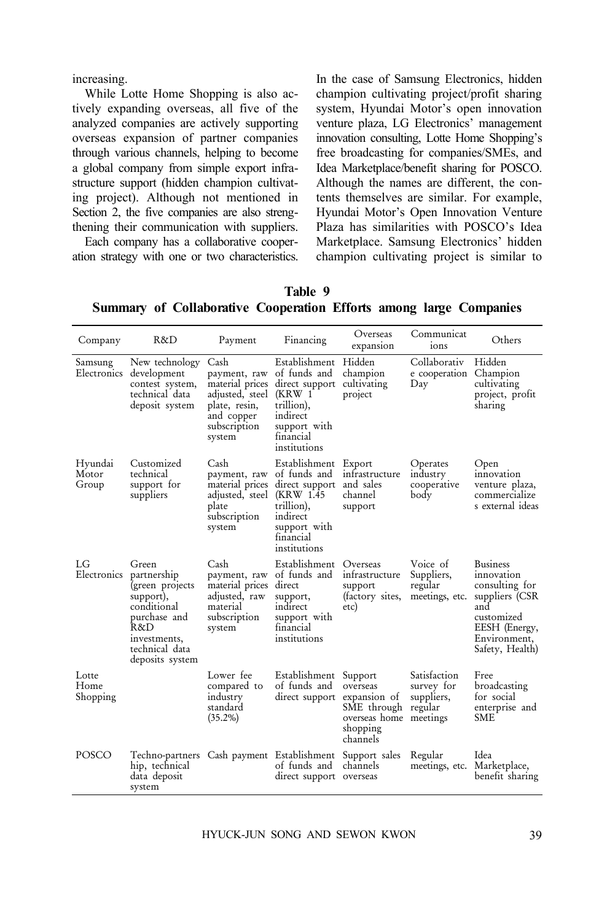increasing.

While Lotte Home Shopping is also actively expanding overseas, all five of the analyzed companies are actively supporting overseas expansion of partner companies through various channels, helping to become a global company from simple export infrastructure support (hidden champion cultivating project). Although not mentioned in Section 2, the five companies are also strengthening their communication with suppliers.

Each company has a collaborative cooperation strategy with one or two characteristics. In the case of Samsung Electronics, hidden champion cultivating project/profit sharing system, Hyundai Motor's open innovation venture plaza, LG Electronics' management innovation consulting, Lotte Home Shopping's free broadcasting for companies/SMEs, and Idea Marketplace/benefit sharing for POSCO. Although the names are different, the contents themselves are similar. For example, Hyundai Motor's Open Innovation Venture Plaza has similarities with POSCO's Idea Marketplace. Samsung Electronics' hidden champion cultivating project is similar to

**Table 9**
**Summary of Collaborative Cooperation Efforts among large Companies**

| Company | R&D | Payment | Financing | Overseas expansion | Communications | Others |
|---|---|---|---|---|---|---|
| Samsung Electronics | New technology development contest system, technical data deposit system | Cash payment, raw material prices adjusted, steel plate, resin, and copper subscription system | Establishment of funds and direct support (KRW 1 trillion), indirect support with financial institutions | Hidden champion cultivating project | Collaborative cooperation Day | Hidden Champion cultivating project, profit sharing |
| Hyundai Motor Group | Customized technical support for suppliers | Cash payment, raw material prices adjusted, steel plate subscription system | Establishment of funds and direct support (KRW 1.45 trillion), indirect support with financial institutions | Export infrastructure and sales channel support | Operates industry cooperative body | Open innovation venture plaza, commercializes external ideas |
| LG Electronics | Green partnership (green projects support), conditional purchase and R&D investments, technical data deposits system | Cash payment, raw material prices adjusted, raw material subscription system | Establishment of funds and direct support, indirect support with financial institutions | Overseas infrastructure support (factory sites, etc) | Voice of Suppliers, regular meetings, etc. | Business innovation consulting for suppliers (CSR and customized EESH (Energy, Environment, Safety, Health) |
| Lotte Home Shopping | | Lower fee compared to industry standard (35.2%) | Establishment of funds and direct support | Support overseas expansion of SME through overseas home shopping channels | Satisfaction survey for suppliers, regular meetings | Free broadcasting for social enterprise and SME |
| POSCO | Techno-partnership, technical data deposit system | Cash payment | Establishment of funds and direct support | Support sales channels overseas | Regular meetings, etc. | Idea Marketplace, benefit sharing |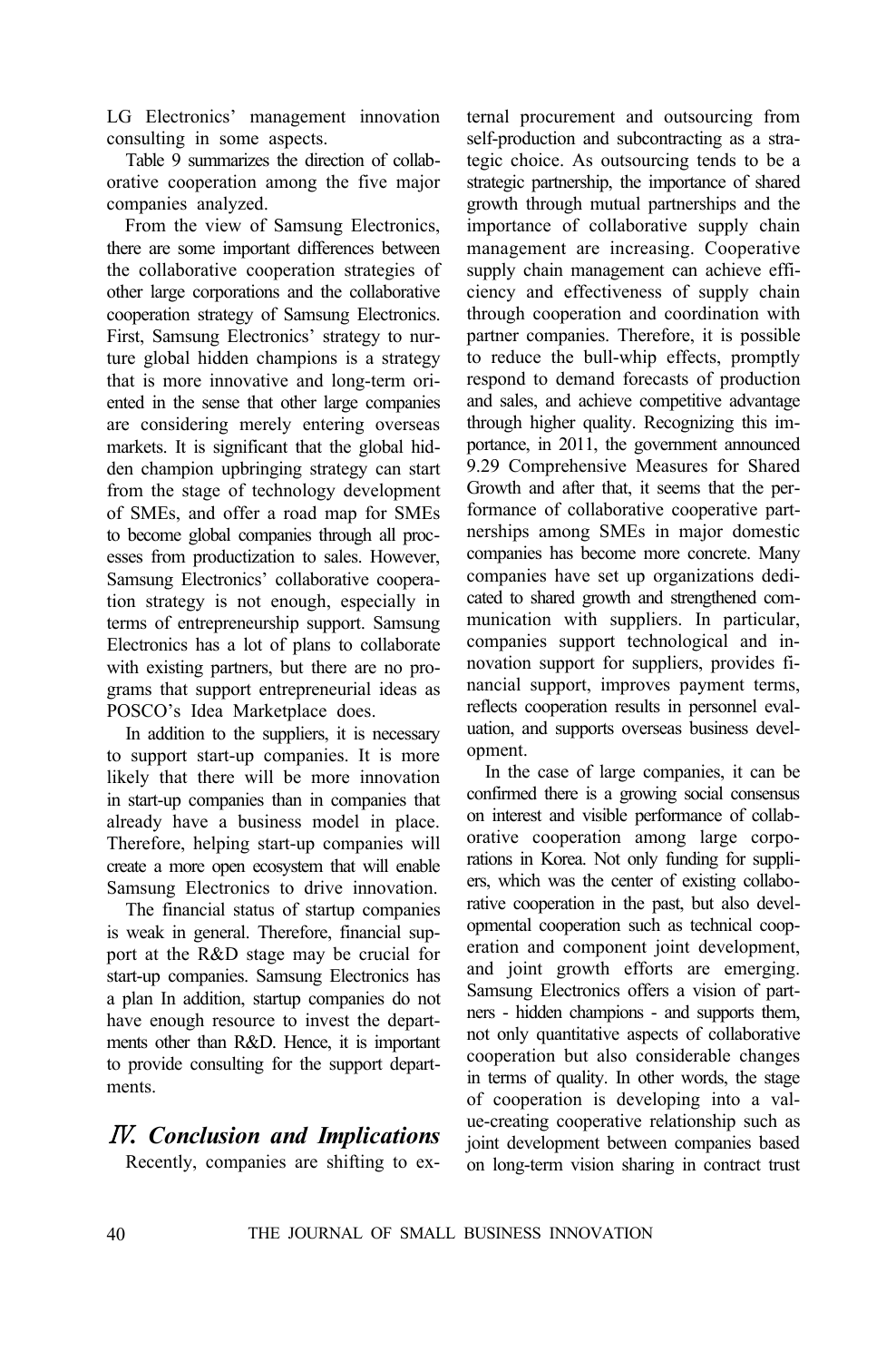LG Electronics' management innovation consulting in some aspects.

Table 9 summarizes the direction of collaborative cooperation among the five major companies analyzed.

From the view of Samsung Electronics, there are some important differences between the collaborative cooperation strategies of other large corporations and the collaborative cooperation strategy of Samsung Electronics. First, Samsung Electronics' strategy to nurture global hidden champions is a strategy that is more innovative and long-term oriented in the sense that other large companies are considering merely entering overseas markets. It is significant that the global hidden champion upbringing strategy can start from the stage of technology development of SMEs, and offer a road map for SMEs to become global companies through all processes from productization to sales. However, Samsung Electronics' collaborative cooperation strategy is not enough, especially in terms of entrepreneurship support. Samsung Electronics has a lot of plans to collaborate with existing partners, but there are no programs that support entrepreneurial ideas as POSCO's Idea Marketplace does.

In addition to the suppliers, it is necessary to support start-up companies. It is more likely that there will be more innovation in start-up companies than in companies that already have a business model in place. Therefore, helping start-up companies will create a more open ecosystem that will enable Samsung Electronics to drive innovation.

The financial status of startup companies is weak in general. Therefore, financial support at the R&D stage may be crucial for start-up companies. Samsung Electronics has a plan In addition, startup companies do not have enough resource to invest the departments other than R&D. Hence, it is important to provide consulting for the support departments.

## Ⅳ. Conclusion and Implications

Recently, companies are shifting to external procurement and outsourcing from self-production and subcontracting as a strategic choice. As outsourcing tends to be a strategic partnership, the importance of shared growth through mutual partnerships and the importance of collaborative supply chain management are increasing. Cooperative supply chain management can achieve efficiency and effectiveness of supply chain through cooperation and coordination with partner companies. Therefore, it is possible to reduce the bull-whip effects, promptly respond to demand forecasts of production and sales, and achieve competitive advantage through higher quality. Recognizing this importance, in 2011, the government announced 9.29 Comprehensive Measures for Shared Growth and after that, it seems that the performance of collaborative cooperative partnerships among SMEs in major domestic companies has become more concrete. Many companies have set up organizations dedicated to shared growth and strengthened communication with suppliers. In particular, companies support technological and innovation support for suppliers, provides financial support, improves payment terms, reflects cooperation results in personnel evaluation, and supports overseas business development.

In the case of large companies, it can be confirmed there is a growing social consensus on interest and visible performance of collaborative cooperation among large corporations in Korea. Not only funding for suppliers, which was the center of existing collaborative cooperation in the past, but also developmental cooperation such as technical cooperation and component joint development, and joint growth efforts are emerging. Samsung Electronics offers a vision of partners - hidden champions - and supports them, not only quantitative aspects of collaborative cooperation but also considerable changes in terms of quality. In other words, the stage of cooperation is developing into a value-creating cooperative relationship such as joint development between companies based on long-term vision sharing in contract trust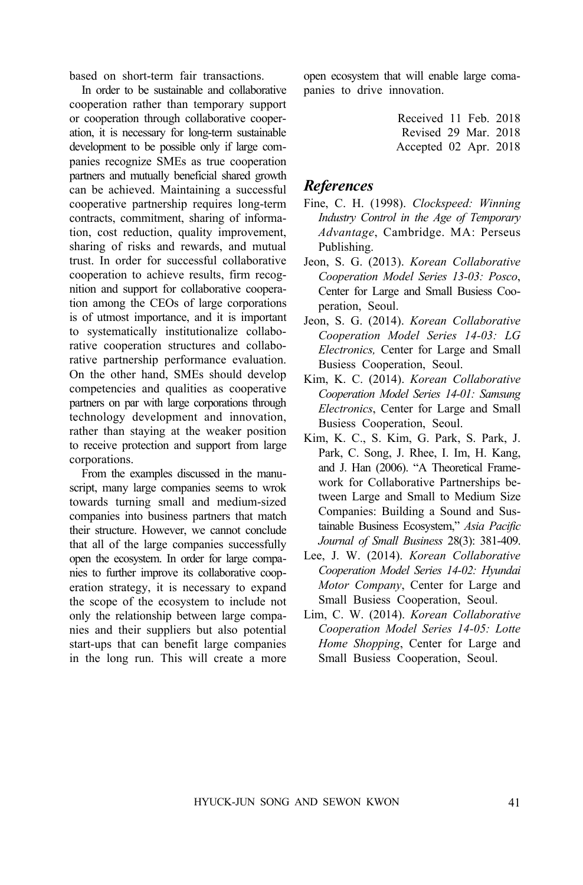based on short-term fair transactions.

In order to be sustainable and collaborative cooperation rather than temporary support or cooperation through collaborative cooperation, it is necessary for long-term sustainable development to be possible only if large companies recognize SMEs as true cooperation partners and mutually beneficial shared growth can be achieved. Maintaining a successful cooperative partnership requires long-term contracts, commitment, sharing of information, cost reduction, quality improvement, sharing of risks and rewards, and mutual trust. In order for successful collaborative cooperation to achieve results, firm recognition and support for collaborative cooperation among the CEOs of large corporations is of utmost importance, and it is important to systematically institutionalize collaborative cooperation structures and collaborative partnership performance evaluation. On the other hand, SMEs should develop competencies and qualities as cooperative partners on par with large corporations through technology development and innovation, rather than staying at the weaker position to receive protection and support from large corporations.

From the examples discussed in the manuscript, many large companies seems to wrok towards turning small and medium-sized companies into business partners that match their structure. However, we cannot conclude that all of the large companies successfully open the ecosystem. In order for large companies to further improve its collaborative cooperation strategy, it is necessary to expand the scope of the ecosystem to include not only the relationship between large companies and their suppliers but also potential start-ups that can benefit large companies in the long run. This will create a more open ecosystem that will enable large comapanies to drive innovation.

Received 11 Feb. 2018
Revised 29 Mar. 2018
Accepted 02 Apr. 2018

## References

Fine, C. H. (1998). *Clockspeed: Winning Industry Control in the Age of Temporary Advantage*, Cambridge. MA: Perseus Publishing.

Jeon, S. G. (2013). *Korean Collaborative Cooperation Model Series 13-03: Posco*, Center for Large and Small Busiess Cooperation, Seoul.

Jeon, S. G. (2014). *Korean Collaborative Cooperation Model Series 14-03: LG Electronics,* Center for Large and Small Busiess Cooperation, Seoul.

Kim, K. C. (2014). *Korean Collaborative Cooperation Model Series 14-01: Samsung Electronics*, Center for Large and Small Busiess Cooperation, Seoul.

Kim, K. C., S. Kim, G. Park, S. Park, J. Park, C. Song, J. Rhee, I. Im, H. Kang, and J. Han (2006). "A Theoretical Framework for Collaborative Partnerships between Large and Small to Medium Size Companies: Building a Sound and Sustainable Business Ecosystem," *Asia Pacific Journal of Small Business* 28(3): 381-409.

Lee, J. W. (2014). *Korean Collaborative Cooperation Model Series 14-02: Hyundai Motor Company*, Center for Large and Small Busiess Cooperation, Seoul.

Lim, C. W. (2014). *Korean Collaborative Cooperation Model Series 14-05: Lotte Home Shopping*, Center for Large and Small Busiess Cooperation, Seoul.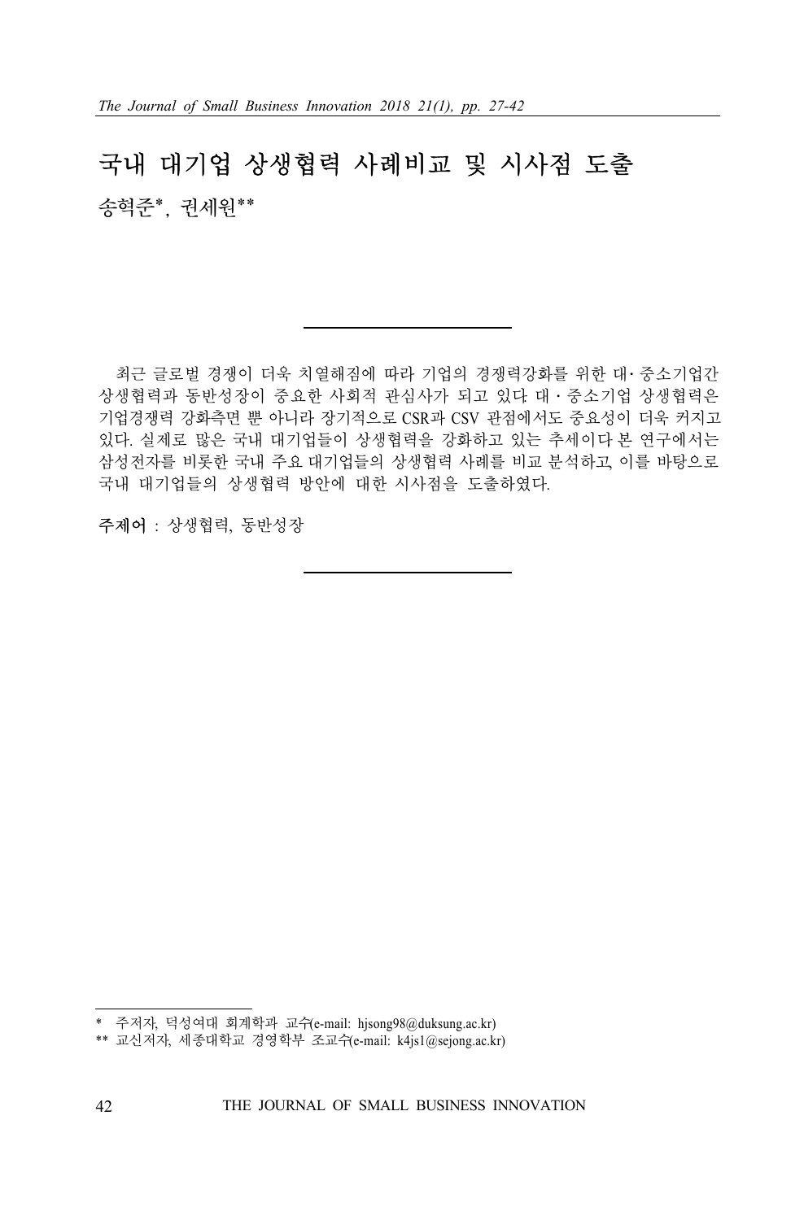# 국내 대기업 상생협력 사례비교 및 시사점 도출

송혁준*, 권세원**

최근 글로벌 경쟁이 더욱 치열해짐에 따라 기업의 경쟁력강화를 위한 대·중소기업간 상생협력과 동반성장이 중요한 사회적 관심사가 되고 있다. 대·중소기업 상생협력은 기업경쟁력 강화측면 뿐 아니라 장기적으로 CSR과 CSV 관점에서도 중요성이 더욱 커지고 있다. 실제로 많은 국내 대기업들이 상생협력을 강화하고 있는 추세이다. 본 연구에서는 삼성전자를 비롯한 국내 주요 대기업들의 상생협력 사례를 비교 분석하고, 이를 바탕으로 국내 대기업들의 상생협력 방안에 대한 시사점을 도출하였다.

**주제어** : 상생협력, 동반성장

---

\* 주저자, 덕성여대 회계학과 교수(e-mail: hjsong98@duksung.ac.kr)

\*\* 교신저자, 세종대학교 경영학부 조교수(e-mail: k4js1@sejong.ac.kr)